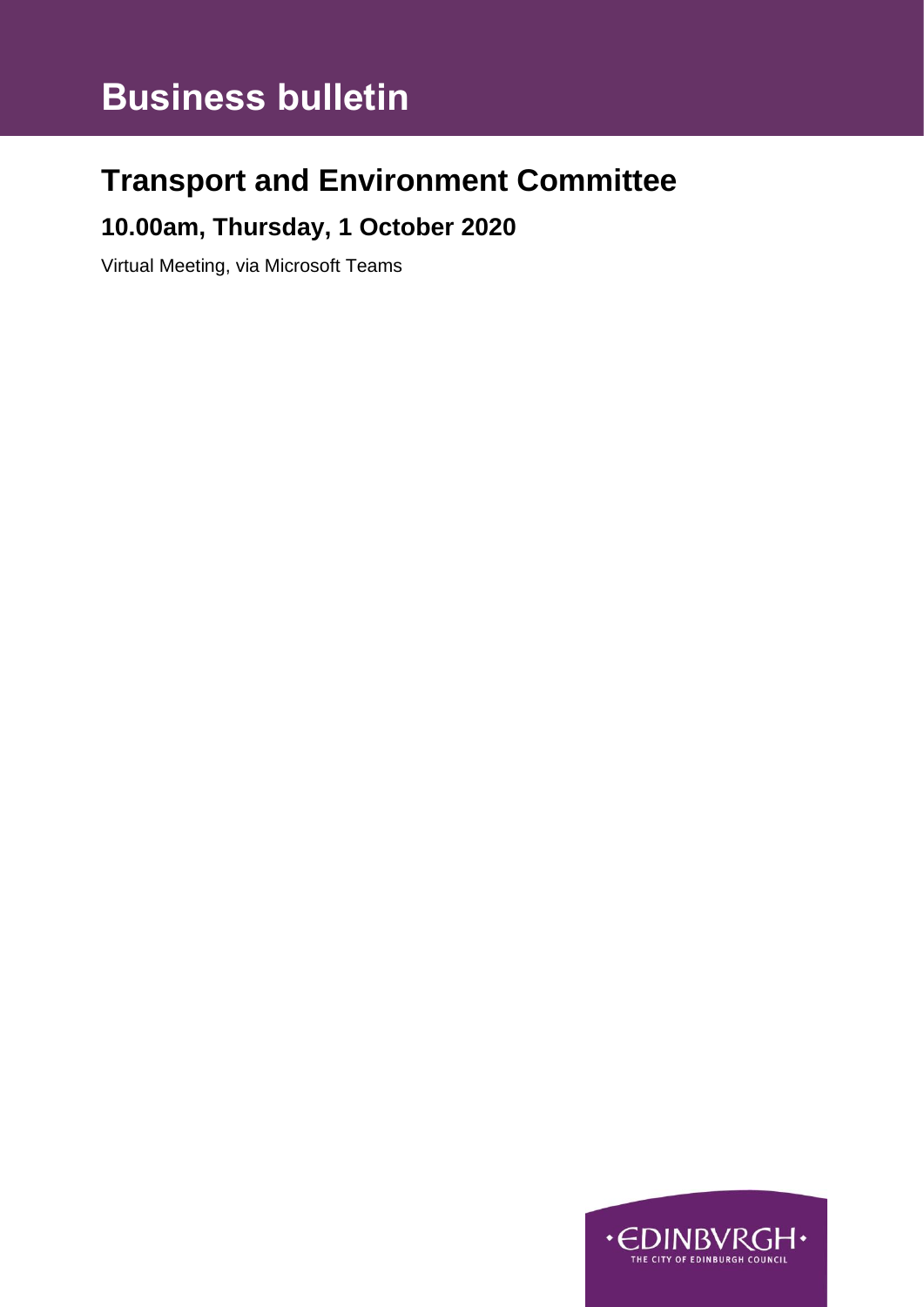# Business bulletin

## Transport and Environment Committee

### 10.00am, Thursday, 1 October 2020

Virtual Meeting, via Microsoft Teams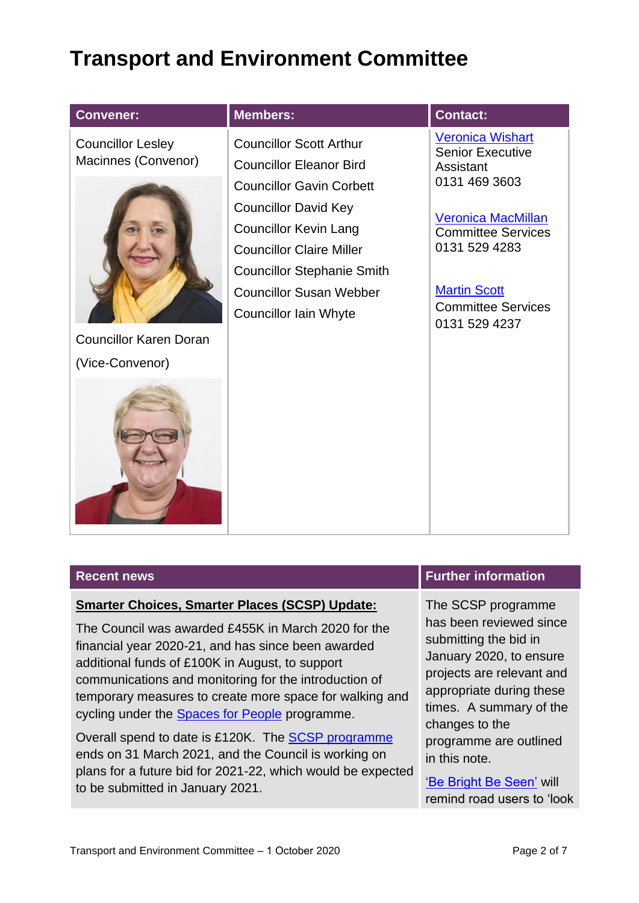# Transport and Environment Committee

| Convener: | Members: | Contact: |
| --- | --- | --- |
| Councillor Lesley Macinnes (Convenor)<br><br>Councillor Karen Doran (Vice-Convenor) | Councillor Scott Arthur<br>Councillor Eleanor Bird<br>Councillor Gavin Corbett<br>Councillor David Key<br>Councillor Kevin Lang<br>Councillor Claire Miller<br>Councillor Stephanie Smith<br>Councillor Susan Webber<br>Councillor Iain Whyte | Veronica Wishart<br>Senior Executive Assistant<br>0131 469 3603<br><br>Veronica MacMillan<br>Committee Services<br>0131 529 4283<br><br>Martin Scott<br>Committee Services<br>0131 529 4237 |

| Recent news | Further information |
| --- | --- |
| **Smarter Choices, Smarter Places (SCSP) Update:**<br><br>The Council was awarded £455K in March 2020 for the financial year 2020-21, and has since been awarded additional funds of £100K in August, to support communications and monitoring for the introduction of temporary measures to create more space for walking and cycling under the Spaces for People programme.<br><br>Overall spend to date is £120K. The SCSP programme ends on 31 March 2021, and the Council is working on plans for a future bid for 2021-22, which would be expected to be submitted in January 2021. | The SCSP programme has been reviewed since submitting the bid in January 2020, to ensure projects are relevant and appropriate during these times. A summary of the changes to the programme are outlined in this note.<br><br>'Be Bright Be Seen' will remind road users to 'look |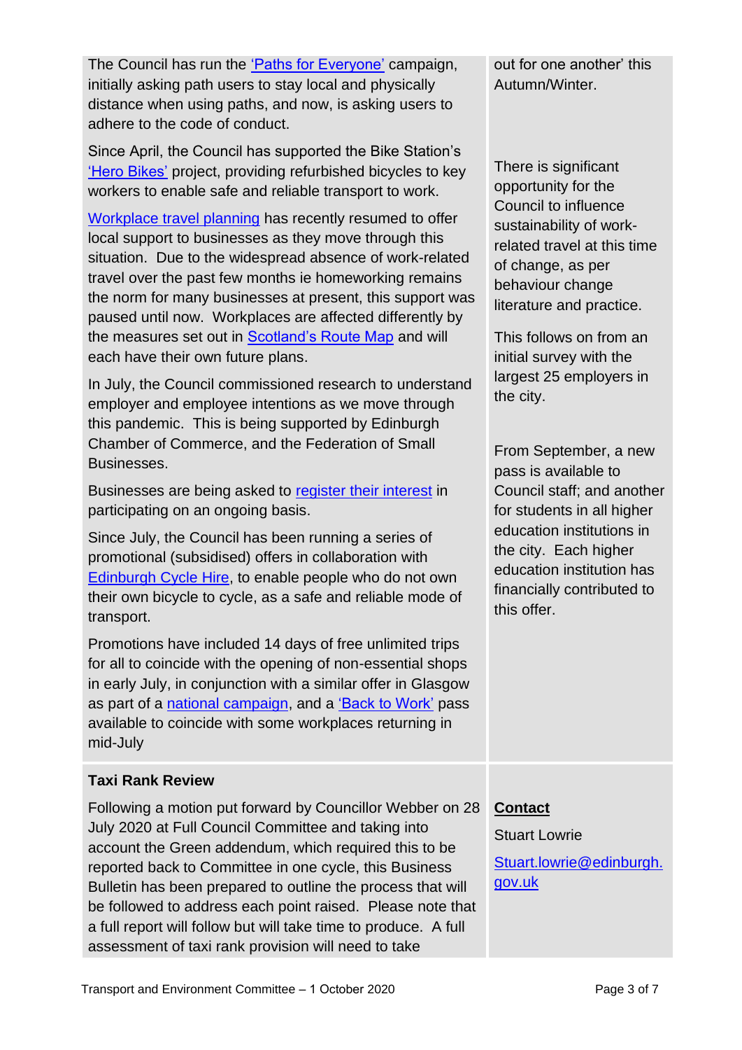| | |
|---|---|
| The Council has run the 'Paths for Everyone' campaign, initially asking path users to stay local and physically distance when using paths, and now, is asking users to adhere to the code of conduct. Since April, the Council has supported the Bike Station's 'Hero Bikes' project, providing refurbished bicycles to key workers to enable safe and reliable transport to work. Workplace travel planning has recently resumed to offer local support to businesses as they move through this situation. Due to the widespread absence of work-related travel over the past few months ie homeworking remains the norm for many businesses at present, this support was paused until now. Workplaces are affected differently by the measures set out in Scotland's Route Map and will each have their own future plans. In July, the Council commissioned research to understand employer and employee intentions as we move through this pandemic. This is being supported by Edinburgh Chamber of Commerce, and the Federation of Small Businesses. Businesses are being asked to register their interest in participating on an ongoing basis. Since July, the Council has been running a series of promotional (subsidised) offers in collaboration with Edinburgh Cycle Hire, to enable people who do not own their own bicycle to cycle, as a safe and reliable mode of transport. Promotions have included 14 days of free unlimited trips for all to coincide with the opening of non-essential shops in early July, in conjunction with a similar offer in Glasgow as part of a national campaign, and a 'Back to Work' pass available to coincide with some workplaces returning in mid-July | out for one another' this Autumn/Winter. There is significant opportunity for the Council to influence sustainability of work-related travel at this time of change, as per behaviour change literature and practice. This follows on from an initial survey with the largest 25 employers in the city. From September, a new pass is available to Council staff; and another for students in all higher education institutions in the city. Each higher education institution has financially contributed to this offer. |
| **Taxi Rank Review** Following a motion put forward by Councillor Webber on 28 July 2020 at Full Council Committee and taking into account the Green addendum, which required this to be reported back to Committee in one cycle, this Business Bulletin has been prepared to outline the process that will be followed to address each point raised. Please note that a full report will follow but will take time to produce. A full assessment of taxi rank provision will need to take | **Contact** Stuart Lowrie Stuart.lowrie@edinburgh.gov.uk |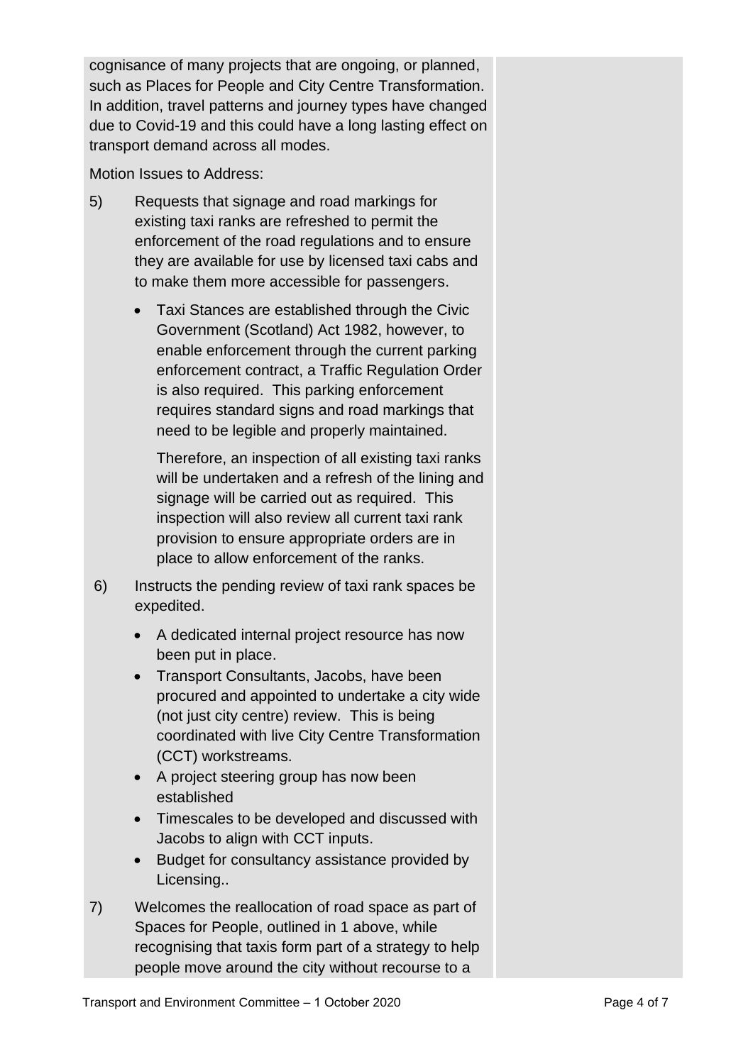cognisance of many projects that are ongoing, or planned, such as Places for People and City Centre Transformation. In addition, travel patterns and journey types have changed due to Covid-19 and this could have a long lasting effect on transport demand across all modes.

Motion Issues to Address:

5) Requests that signage and road markings for existing taxi ranks are refreshed to permit the enforcement of the road regulations and to ensure they are available for use by licensed taxi cabs and to make them more accessible for passengers.

   - Taxi Stances are established through the Civic Government (Scotland) Act 1982, however, to enable enforcement through the current parking enforcement contract, a Traffic Regulation Order is also required. This parking enforcement requires standard signs and road markings that need to be legible and properly maintained.

     Therefore, an inspection of all existing taxi ranks will be undertaken and a refresh of the lining and signage will be carried out as required. This inspection will also review all current taxi rank provision to ensure appropriate orders are in place to allow enforcement of the ranks.

6) Instructs the pending review of taxi rank spaces be expedited.

   - A dedicated internal project resource has now been put in place.
   - Transport Consultants, Jacobs, have been procured and appointed to undertake a city wide (not just city centre) review. This is being coordinated with live City Centre Transformation (CCT) workstreams.
   - A project steering group has now been established
   - Timescales to be developed and discussed with Jacobs to align with CCT inputs.
   - Budget for consultancy assistance provided by Licensing..

7) Welcomes the reallocation of road space as part of Spaces for People, outlined in 1 above, while recognising that taxis form part of a strategy to help people move around the city without recourse to a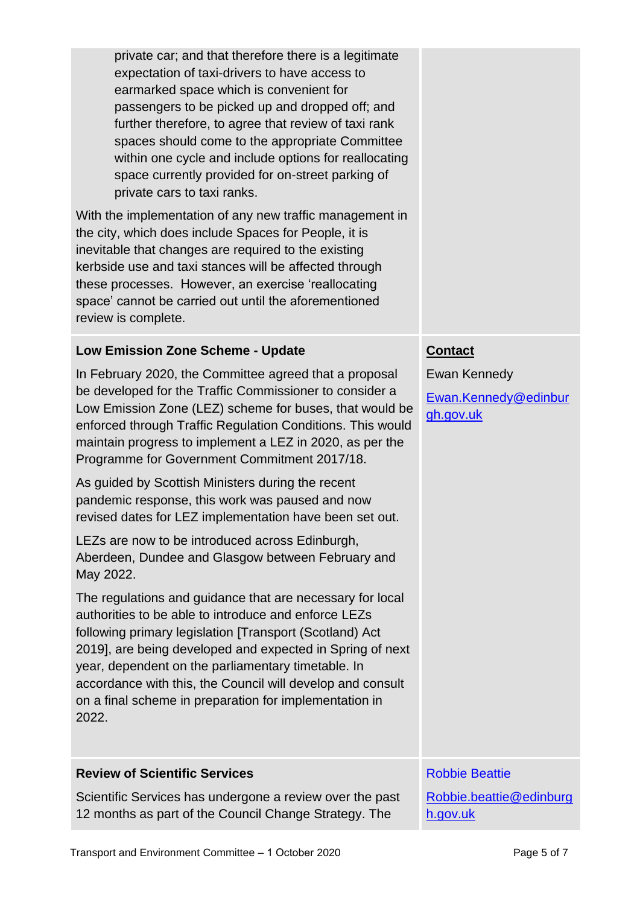| | |
|---|---|
| private car; and that therefore there is a legitimate expectation of taxi-drivers to have access to earmarked space which is convenient for passengers to be picked up and dropped off; and further therefore, to agree that review of taxi rank spaces should come to the appropriate Committee within one cycle and include options for reallocating space currently provided for on-street parking of private cars to taxi ranks.<br><br>With the implementation of any new traffic management in the city, which does include Spaces for People, it is inevitable that changes are required to the existing kerbside use and taxi stances will be affected through these processes. However, an exercise 'reallocating space' cannot be carried out until the aforementioned review is complete. | |
| **Low Emission Zone Scheme - Update**<br><br>In February 2020, the Committee agreed that a proposal be developed for the Traffic Commissioner to consider a Low Emission Zone (LEZ) scheme for buses, that would be enforced through Traffic Regulation Conditions. This would maintain progress to implement a LEZ in 2020, as per the Programme for Government Commitment 2017/18.<br><br>As guided by Scottish Ministers during the recent pandemic response, this work was paused and now revised dates for LEZ implementation have been set out.<br><br>LEZs are now to be introduced across Edinburgh, Aberdeen, Dundee and Glasgow between February and May 2022.<br><br>The regulations and guidance that are necessary for local authorities to be able to introduce and enforce LEZs following primary legislation [Transport (Scotland) Act 2019], are being developed and expected in Spring of next year, dependent on the parliamentary timetable. In accordance with this, the Council will develop and consult on a final scheme in preparation for implementation in 2022. | **Contact**<br><br>Ewan Kennedy<br><br>Ewan.Kennedy@edinburgh.gov.uk |
| **Review of Scientific Services**<br><br>Scientific Services has undergone a review over the past 12 months as part of the Council Change Strategy. The | Robbie Beattie<br><br>Robbie.beattie@edinburgh.gov.uk |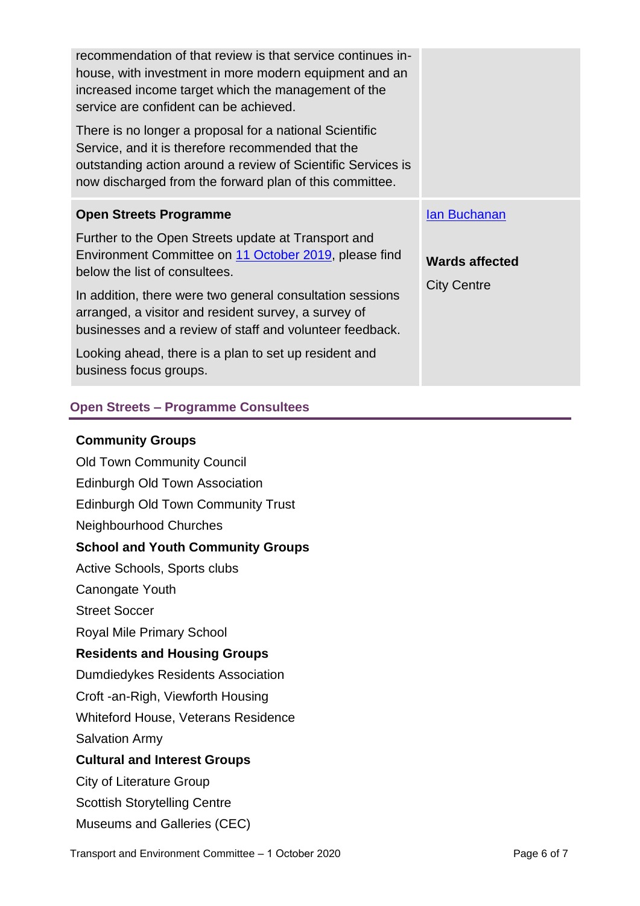| | |
|---|---|
| recommendation of that review is that service continues in-house, with investment in more modern equipment and an increased income target which the management of the service are confident can be achieved.<br><br>There is no longer a proposal for a national Scientific Service, and it is therefore recommended that the outstanding action around a review of Scientific Services is now discharged from the forward plan of this committee. | |
| **Open Streets Programme**<br><br>Further to the Open Streets update at Transport and Environment Committee on 11 October 2019, please find below the list of consultees.<br><br>In addition, there were two general consultation sessions arranged, a visitor and resident survey, a survey of businesses and a review of staff and volunteer feedback.<br><br>Looking ahead, there is a plan to set up resident and business focus groups. | Ian Buchanan<br><br>**Wards affected**<br><br>City Centre |

## Open Streets – Programme Consultees

**Community Groups**

Old Town Community Council

Edinburgh Old Town Association

Edinburgh Old Town Community Trust

Neighbourhood Churches

**School and Youth Community Groups**

Active Schools, Sports clubs

Canongate Youth

Street Soccer

Royal Mile Primary School

**Residents and Housing Groups**

Dumdiedykes Residents Association

Croft -an-Righ, Viewforth Housing

Whiteford House, Veterans Residence

Salvation Army

**Cultural and Interest Groups**

City of Literature Group

Scottish Storytelling Centre

Museums and Galleries (CEC)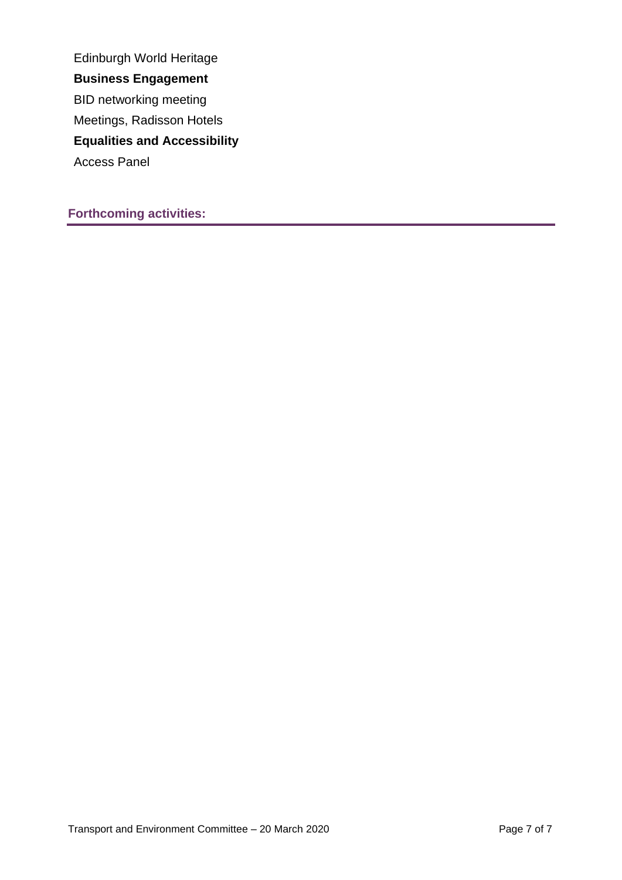Edinburgh World Heritage

**Business Engagement**

BID networking meeting

Meetings, Radisson Hotels

**Equalities and Accessibility**

Access Panel

## Forthcoming activities: